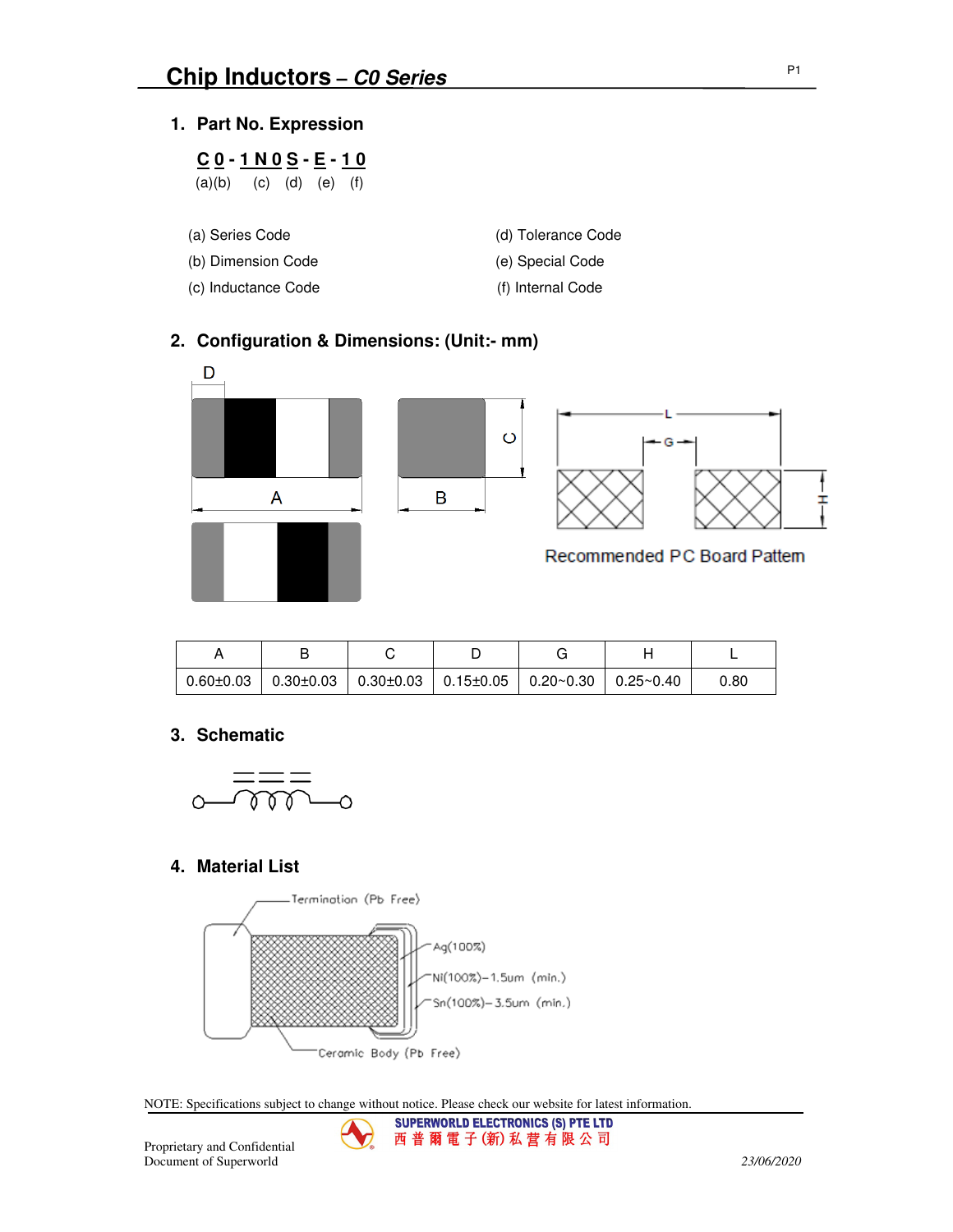# Chip Inductors – *C0 Series*

## 1. Part No. Expression

**C 0 - 1 N 0 S - E - 1 0**

(a)(b) (c) (d) (e) (f)

(a) Series Code

(b) Dimension Code

(c) Inductance Code

(d) Tolerance Code

(e) Special Code

(f) Internal Code

## 2. Configuration & Dimensions: (Unit:- mm)

D

A

B

C

L

G

H

Recommended PC Board Pattern

| A | B | C | D | G | H | L |
|---|---|---|---|---|---|---|
| 0.60±0.03 | 0.30±0.03 | 0.30±0.03 | 0.15±0.05 | 0.20~0.30 | 0.25~0.40 | 0.80 |

## 3. Schematic

## 4. Material List

Termination (Pb Free)

Ag(100%)

Ni(100%)–1.5um (min.)

Sn(100%)–3.5um (min.)

Ceramic Body (Pb Free)

NOTE: Specifications subject to change without notice. Please check our website for latest information.

SUPERWORLD ELECTRONICS (S) PTE LTD
西普爾電子(新)私營有限公司

Proprietary and Confidential
Document of Superworld

23/06/2020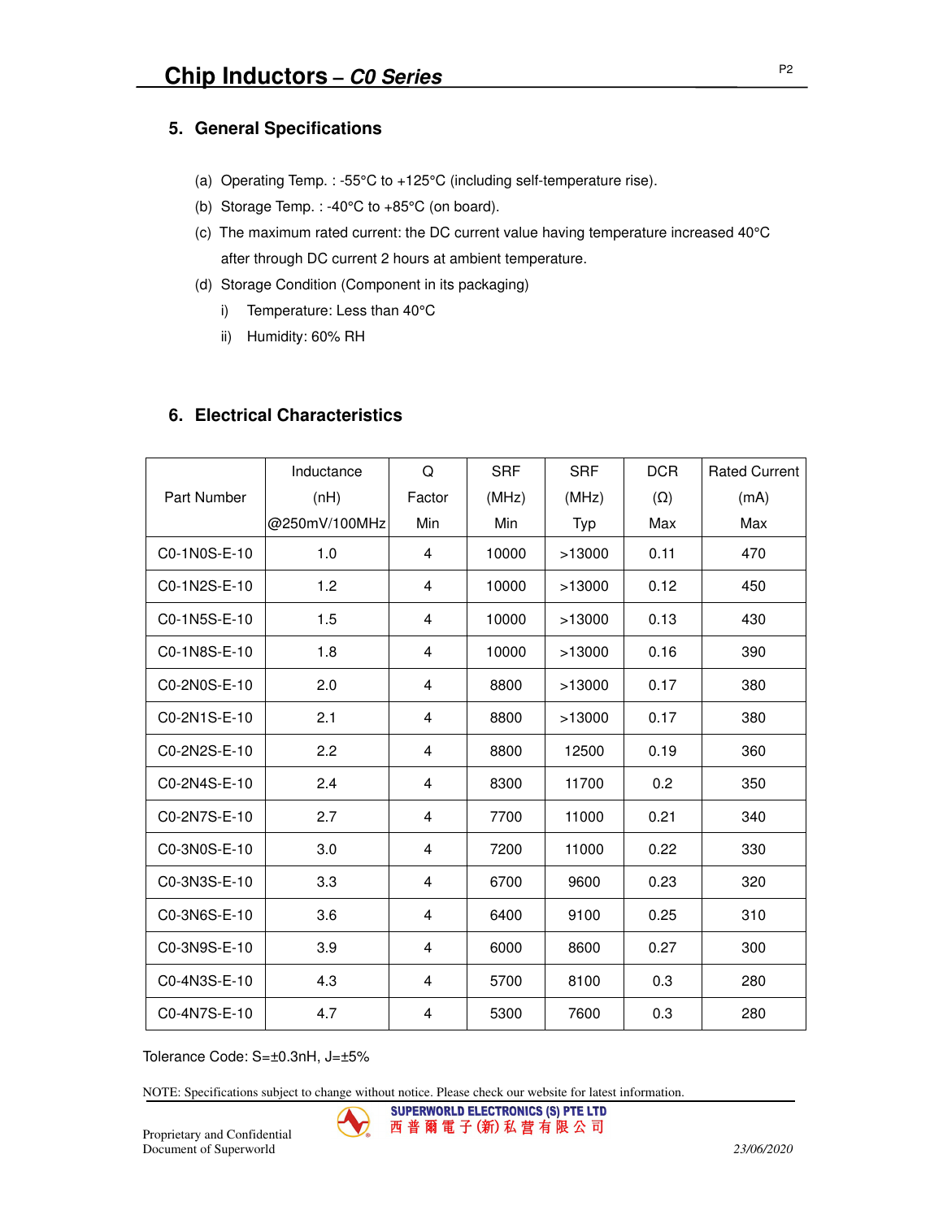## 5. General Specifications

(a) Operating Temp. : -55°C to +125°C (including self-temperature rise).

(b) Storage Temp. : -40°C to +85°C (on board).

(c) The maximum rated current: the DC current value having temperature increased 40°C after through DC current 2 hours at ambient temperature.

(d) Storage Condition (Component in its packaging)

i) Temperature: Less than 40°C

ii) Humidity: 60% RH

## 6. Electrical Characteristics

| Part Number | Inductance (nH) @250mV/100MHz | Q Factor Min | SRF (MHz) Min | SRF (MHz) Typ | DCR (Ω) Max | Rated Current (mA) Max |
|---|---|---|---|---|---|---|
| C0-1N0S-E-10 | 1.0 | 4 | 10000 | >13000 | 0.11 | 470 |
| C0-1N2S-E-10 | 1.2 | 4 | 10000 | >13000 | 0.12 | 450 |
| C0-1N5S-E-10 | 1.5 | 4 | 10000 | >13000 | 0.13 | 430 |
| C0-1N8S-E-10 | 1.8 | 4 | 10000 | >13000 | 0.16 | 390 |
| C0-2N0S-E-10 | 2.0 | 4 | 8800 | >13000 | 0.17 | 380 |
| C0-2N1S-E-10 | 2.1 | 4 | 8800 | >13000 | 0.17 | 380 |
| C0-2N2S-E-10 | 2.2 | 4 | 8800 | 12500 | 0.19 | 360 |
| C0-2N4S-E-10 | 2.4 | 4 | 8300 | 11700 | 0.2 | 350 |
| C0-2N7S-E-10 | 2.7 | 4 | 7700 | 11000 | 0.21 | 340 |
| C0-3N0S-E-10 | 3.0 | 4 | 7200 | 11000 | 0.22 | 330 |
| C0-3N3S-E-10 | 3.3 | 4 | 6700 | 9600 | 0.23 | 320 |
| C0-3N6S-E-10 | 3.6 | 4 | 6400 | 9100 | 0.25 | 310 |
| C0-3N9S-E-10 | 3.9 | 4 | 6000 | 8600 | 0.27 | 300 |
| C0-4N3S-E-10 | 4.3 | 4 | 5700 | 8100 | 0.3 | 280 |
| C0-4N7S-E-10 | 4.7 | 4 | 5300 | 7600 | 0.3 | 280 |

Tolerance Code: S=±0.3nH, J=±5%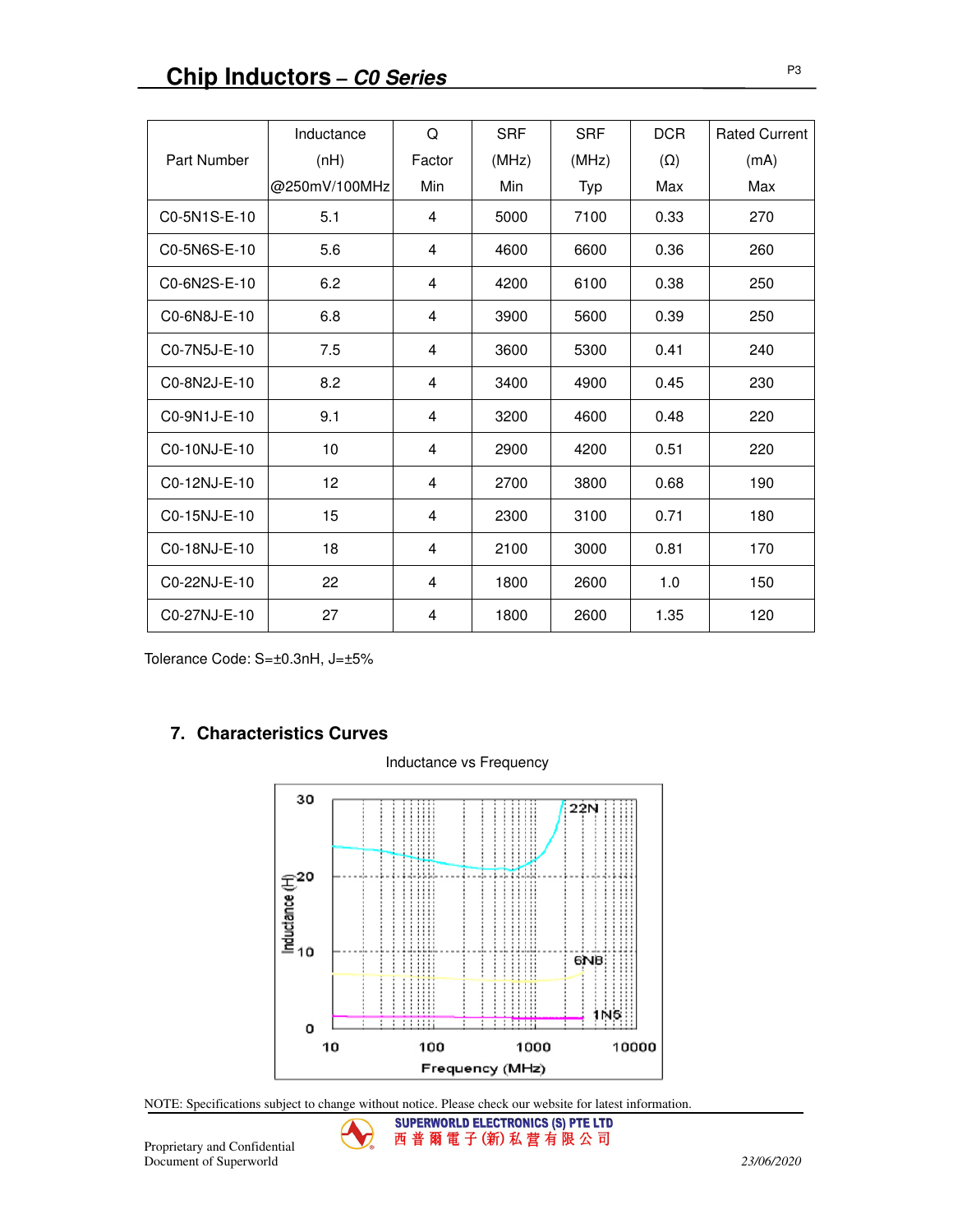## Chip Inductors – *C0 Series*

| Part Number | Inductance (nH) @250mV/100MHz | Q Factor Min | SRF (MHz) Min | SRF (MHz) Typ | DCR (Ω) Max | Rated Current (mA) Max |
|---|---|---|---|---|---|---|
| C0-5N1S-E-10 | 5.1 | 4 | 5000 | 7100 | 0.33 | 270 |
| C0-5N6S-E-10 | 5.6 | 4 | 4600 | 6600 | 0.36 | 260 |
| C0-6N2S-E-10 | 6.2 | 4 | 4200 | 6100 | 0.38 | 250 |
| C0-6N8J-E-10 | 6.8 | 4 | 3900 | 5600 | 0.39 | 250 |
| C0-7N5J-E-10 | 7.5 | 4 | 3600 | 5300 | 0.41 | 240 |
| C0-8N2J-E-10 | 8.2 | 4 | 3400 | 4900 | 0.45 | 230 |
| C0-9N1J-E-10 | 9.1 | 4 | 3200 | 4600 | 0.48 | 220 |
| C0-10NJ-E-10 | 10 | 4 | 2900 | 4200 | 0.51 | 220 |
| C0-12NJ-E-10 | 12 | 4 | 2700 | 3800 | 0.68 | 190 |
| C0-15NJ-E-10 | 15 | 4 | 2300 | 3100 | 0.71 | 180 |
| C0-18NJ-E-10 | 18 | 4 | 2100 | 3000 | 0.81 | 170 |
| C0-22NJ-E-10 | 22 | 4 | 1800 | 2600 | 1.0 | 150 |
| C0-27NJ-E-10 | 27 | 4 | 1800 | 2600 | 1.35 | 120 |

Tolerance Code: S=±0.3nH, J=±5%

## 7. Characteristics Curves

Inductance vs Frequency

Inductance (H)

30
20
10
0

10
100
1000
10000

Frequency (MHz)

22N
6N8
1N5

NOTE: Specifications subject to change without notice. Please check our website for latest information.

SUPERWORLD ELECTRONICS (S) PTE LTD
西普爾電子(新)私营有限公司

Proprietary and Confidential
Document of Superworld

23/06/2020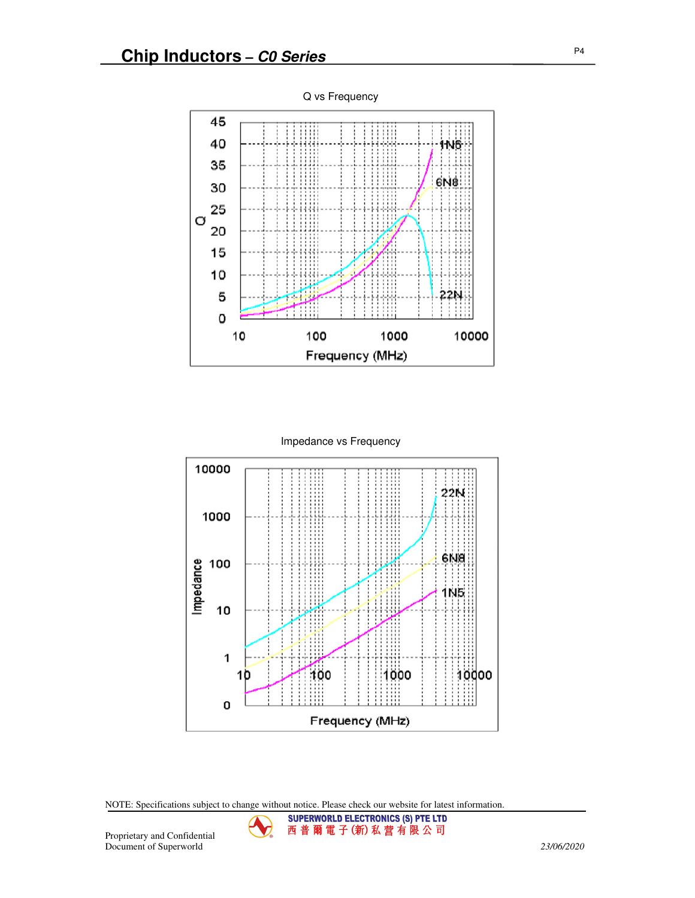## Chip Inductors – *C0 Series*

Q vs Frequency

Q

45
40
35
30
25
20
15
10
5
0

10
100
1000
10000

Frequency (MHz)

1N5
6N8
22N

Impedance vs Frequency

Impedance

10000
1000
100
10
1
0

10
100
1000
10000

Frequency (MHz)

22N
6N8
1N5

NOTE: Specifications subject to change without notice. Please check our website for latest information.

SUPERWORLD ELECTRONICS (S) PTE LTD
西普爾電子(新)私營有限公司

Proprietary and Confidential
Document of Superworld

*23/06/2020*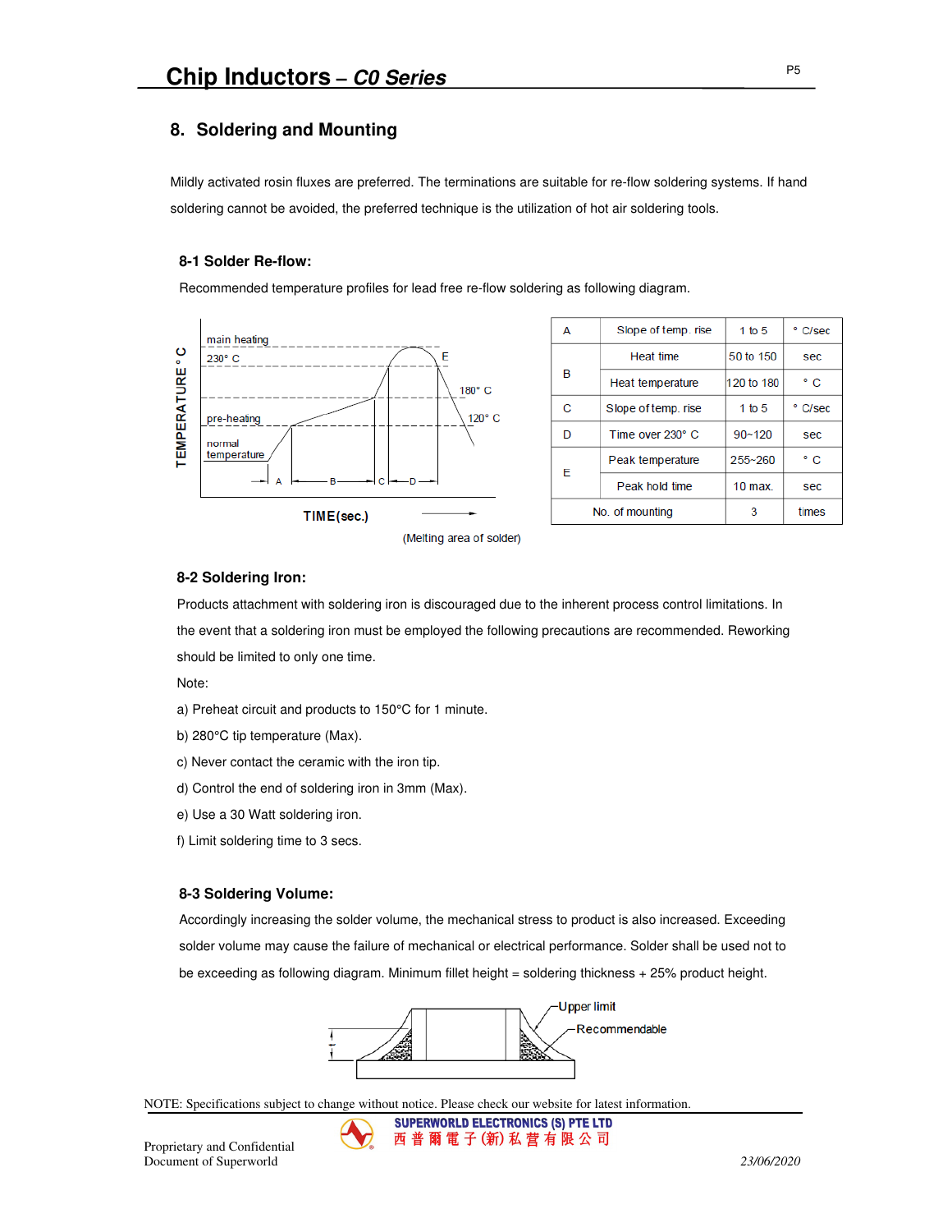## 8. Soldering and Mounting

Mildly activated rosin fluxes are preferred. The terminations are suitable for re-flow soldering systems. If hand soldering cannot be avoided, the preferred technique is the utilization of hot air soldering tools.

### 8-1 Solder Re-flow:

Recommended temperature profiles for lead free re-flow soldering as following diagram.

TEMPERATURE ° C
main heating
230° C
E
180° C
120° C
pre-heating
normal temperature
A
B
C
D
TIME(sec.)

| | | | |
|---|---|---|---|
| A | Slope of temp. rise | 1 to 5 | ° C/sec |
| B | Heat time | 50 to 150 | sec |
| | Heat temperature | 120 to 180 | ° C |
| C | Slope of temp. rise | 1 to 5 | ° C/sec |
| D | Time over 230° C | 90~120 | sec |
| E | Peak temperature | 255~260 | ° C |
| | Peak hold time | 10 max. | sec |
| No. of mounting | | 3 | times |

(Melting area of solder)

### 8-2 Soldering Iron:

Products attachment with soldering iron is discouraged due to the inherent process control limitations. In the event that a soldering iron must be employed the following precautions are recommended. Reworking should be limited to only one time.

Note:

a) Preheat circuit and products to 150°C for 1 minute.

b) 280°C tip temperature (Max).

c) Never contact the ceramic with the iron tip.

d) Control the end of soldering iron in 3mm (Max).

e) Use a 30 Watt soldering iron.

f) Limit soldering time to 3 secs.

### 8-3 Soldering Volume:

Accordingly increasing the solder volume, the mechanical stress to product is also increased. Exceeding solder volume may cause the failure of mechanical or electrical performance. Solder shall be used not to be exceeding as following diagram. Minimum fillet height = soldering thickness + 25% product height.

Upper limit
Recommendable

NOTE: Specifications subject to change without notice. Please check our website for latest information.

SUPERWORLD ELECTRONICS (S) PTE LTD
西普爾電子(新)私營有限公司

Proprietary and Confidential Document of Superworld

23/06/2020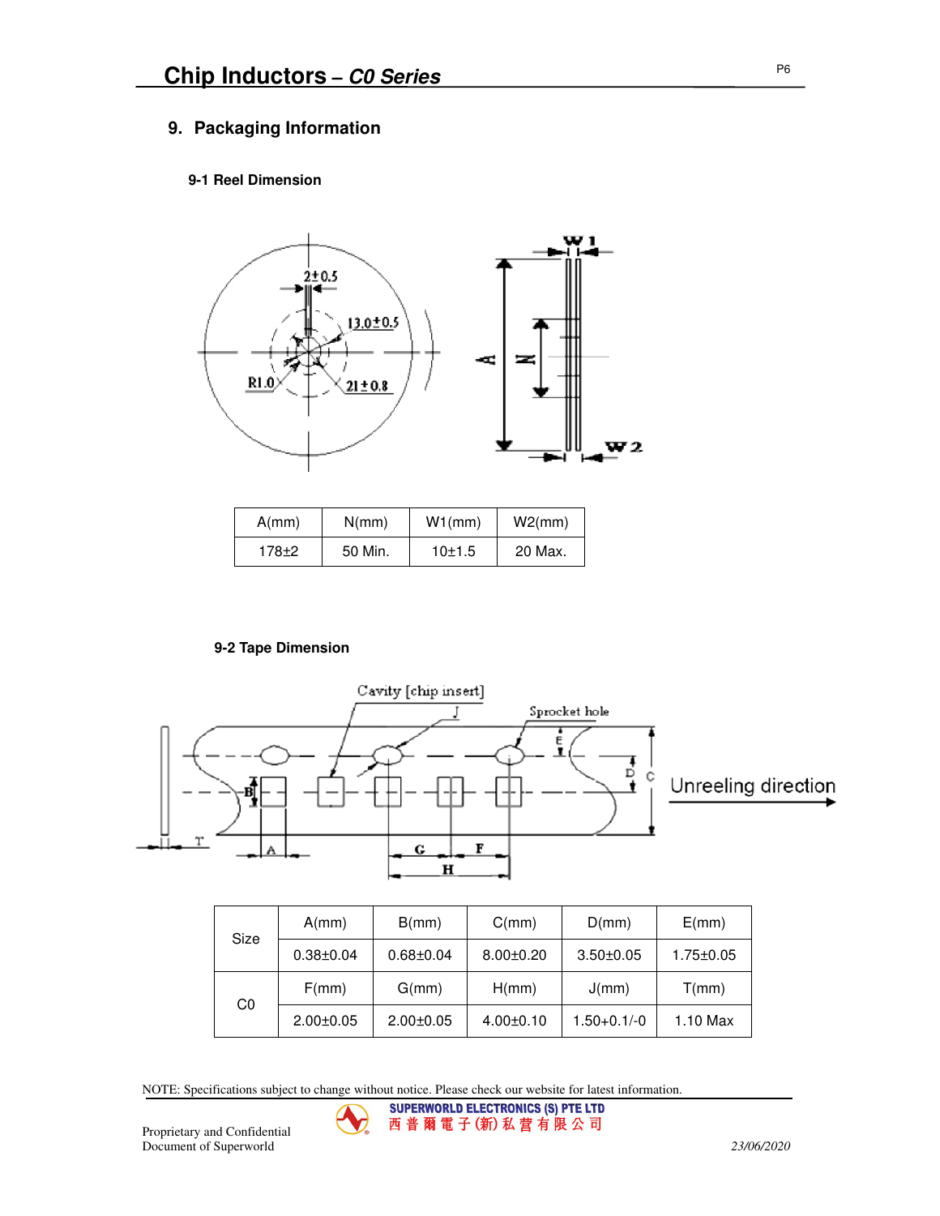## 9. Packaging Information

### 9-1 Reel Dimension

2±0.5

13.0±0.5

R1.0

21±0.8

W1

A

N

W2

| A(mm) | N(mm) | W1(mm) | W2(mm) |
|---|---|---|---|
| 178±2 | 50 Min. | 10±1.5 | 20 Max. |

### 9-2 Tape Dimension

Cavity [chip insert]

J

Sprocket hole

E

D

C

B

T

A

G

F

H

Unreeling direction

| Size | A(mm) | B(mm) | C(mm) | D(mm) | E(mm) |
|---|---|---|---|---|---|
| | 0.38±0.04 | 0.68±0.04 | 8.00±0.20 | 3.50±0.05 | 1.75±0.05 |
| C0 | F(mm) | G(mm) | H(mm) | J(mm) | T(mm) |
| | 2.00±0.05 | 2.00±0.05 | 4.00±0.10 | 1.50+0.1/-0 | 1.10 Max |

NOTE: Specifications subject to change without notice. Please check our website for latest information.

SUPERWORLD ELECTRONICS (S) PTE LTD
西普爾電子(新)私营有限公司

Proprietary and Confidential
Document of Superworld

23/06/2020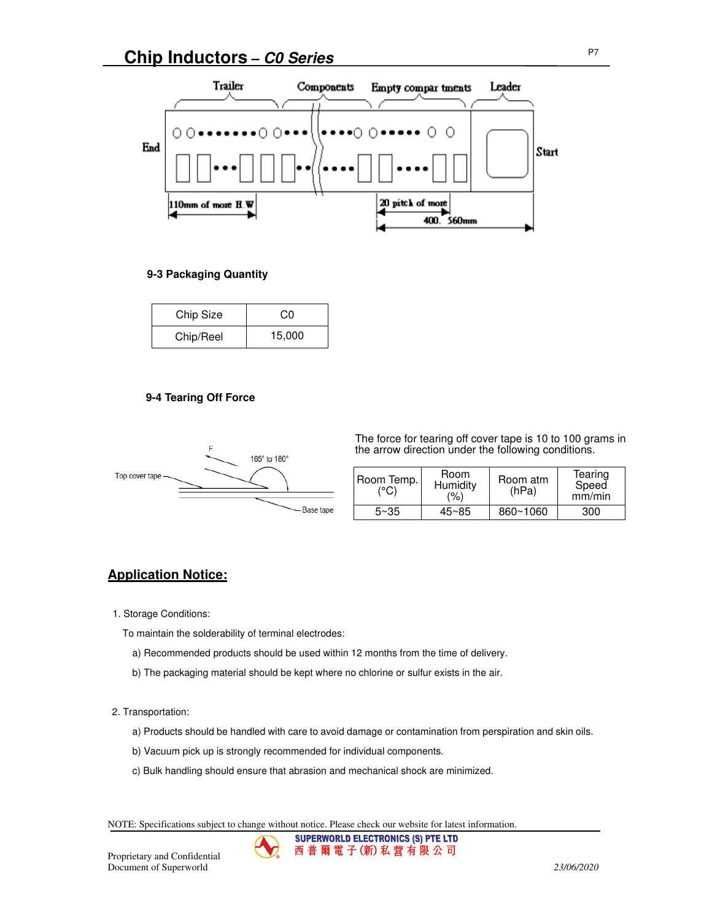## Chip Inductors – *C0 Series*

Trailer

Components

Empty compar tments

Leader

End

Start

110mm of more H W

20 pitch of more

400. 560mm

**9-3 Packaging Quantity**

| Chip Size | C0 |
|---|---|
| Chip/Reel | 15,000 |

**9-4 Tearing Off Force**

F

165° to 180°

Top cover tape

Base tape

The force for tearing off cover tape is 10 to 100 grams in the arrow direction under the following conditions.

| Room Temp. (°C) | Room Humidity (%) | Room atm (hPa) | Tearing Speed mm/min |
|---|---|---|---|
| 5~35 | 45~85 | 860~1060 | 300 |

## Application Notice:

1. Storage Conditions:

   To maintain the solderability of terminal electrodes:

   a) Recommended products should be used within 12 months from the time of delivery.

   b) The packaging material should be kept where no chlorine or sulfur exists in the air.

2. Transportation:

   a) Products should be handled with care to avoid damage or contamination from perspiration and skin oils.

   b) Vacuum pick up is strongly recommended for individual components.

   c) Bulk handling should ensure that abrasion and mechanical shock are minimized.

NOTE: Specifications subject to change without notice. Please check our website for latest information.

SUPERWORLD ELECTRONICS (S) PTE LTD
西普爾電子(新)私營有限公司

Proprietary and Confidential
Document of Superworld

23/06/2020